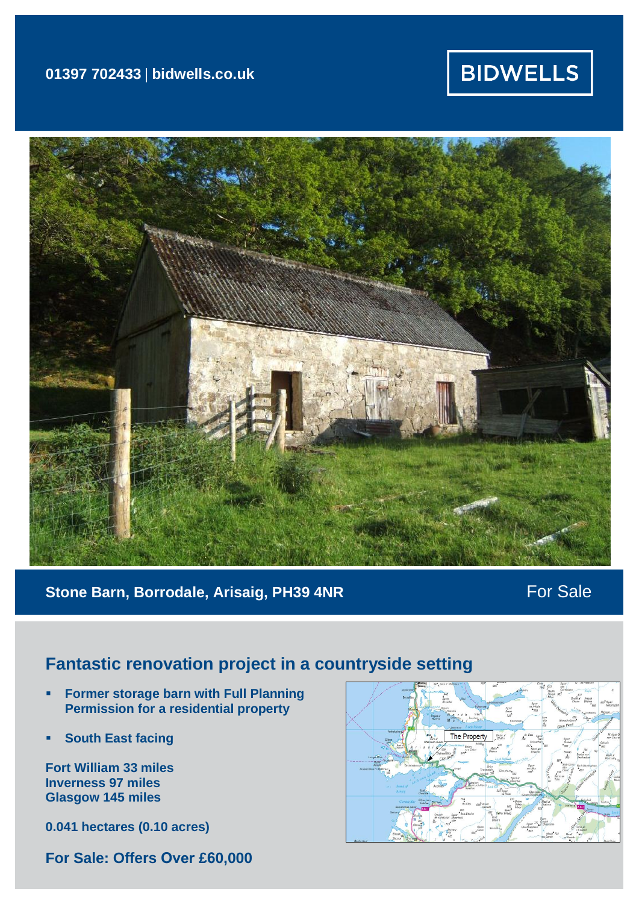01397 702433 | bidwells.co.uk

BIDWELLS

## Stone Barn, Borrodale, Arisaig, PH39 4NR

For Sale

## Fantastic renovation project in a countryside setting

- **Former storage barn with Full Planning Permission for a residential property**
- **South East facing**

**Fort William 33 miles**
**Inverness 97 miles**
**Glasgow 145 miles**

**0.041 hectares (0.10 acres)**

**For Sale: Offers Over £60,000**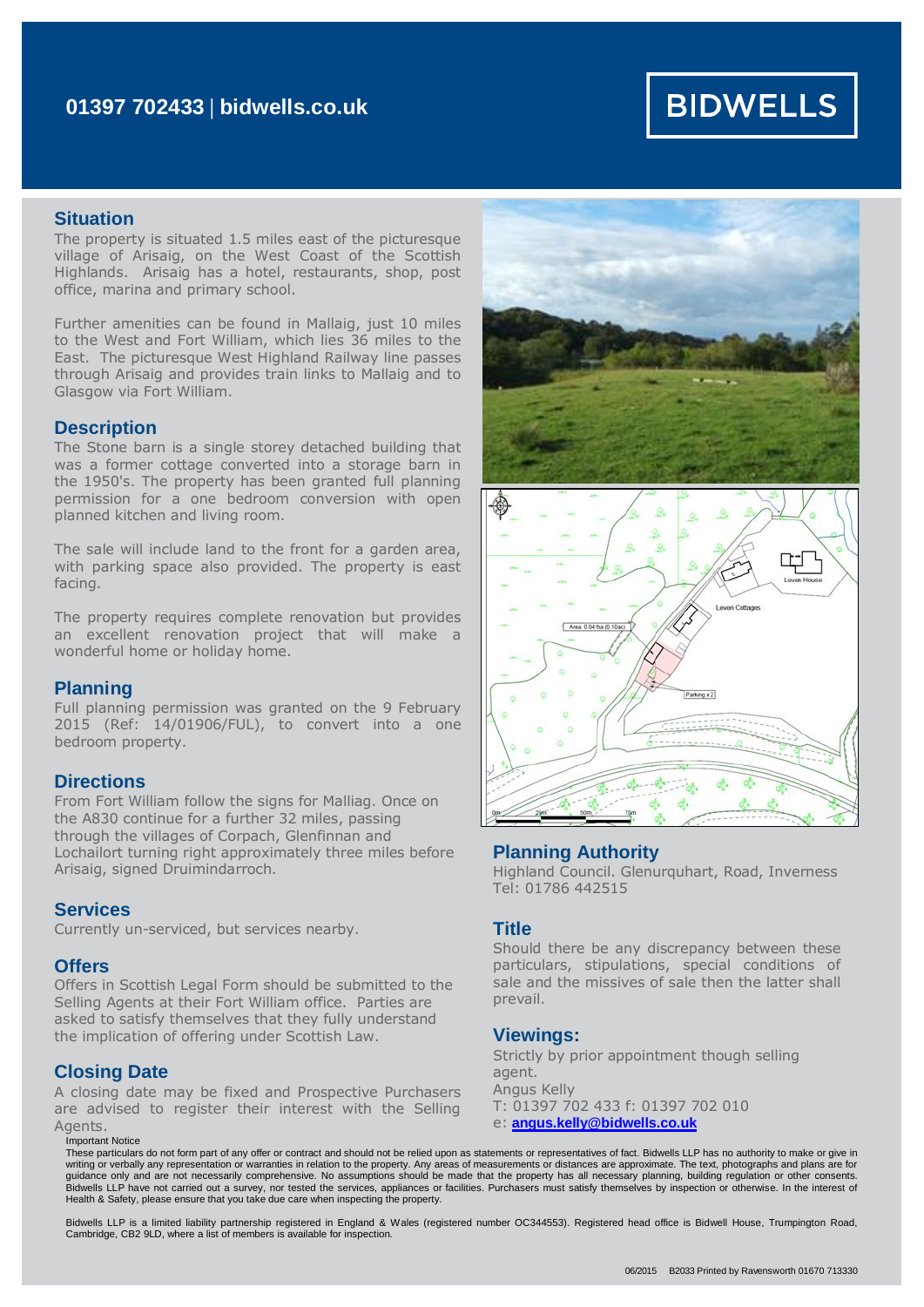01397 702433 | bidwells.co.uk

BIDWELLS

## Situation

The property is situated 1.5 miles east of the picturesque village of Arisaig, on the West Coast of the Scottish Highlands. Arisaig has a hotel, restaurants, shop, post office, marina and primary school.

Further amenities can be found in Mallaig, just 10 miles to the West and Fort William, which lies 36 miles to the East. The picturesque West Highland Railway line passes through Arisaig and provides train links to Mallaig and to Glasgow via Fort William.

## Description

The Stone barn is a single storey detached building that was a former cottage converted into a storage barn in the 1950's. The property has been granted full planning permission for a one bedroom conversion with open planned kitchen and living room.

The sale will include land to the front for a garden area, with parking space also provided. The property is east facing.

The property requires complete renovation but provides an excellent renovation project that will make a wonderful home or holiday home.

## Planning

Full planning permission was granted on the 9 February 2015 (Ref: 14/01906/FUL), to convert into a one bedroom property.

## Directions

From Fort William follow the signs for Malliag. Once on the A830 continue for a further 32 miles, passing through the villages of Corpach, Glenfinnan and Lochailort turning right approximately three miles before Arisaig, signed Druimindarroch.

## Services

Currently un-serviced, but services nearby.

## Offers

Offers in Scottish Legal Form should be submitted to the Selling Agents at their Fort William office. Parties are asked to satisfy themselves that they fully understand the implication of offering under Scottish Law.

## Closing Date

A closing date may be fixed and Prospective Purchasers are advised to register their interest with the Selling Agents.

Area: 0.04 ha (0.10ac)

Leven Cottages

Leven House

Parking x 2

0m 25m 50m 75m

## Planning Authority

Highland Council. Glenurquhart, Road, Inverness
Tel: 01786 442515

## Title

Should there be any discrepancy between these particulars, stipulations, special conditions of sale and the missives of sale then the latter shall prevail.

## Viewings:

Strictly by prior appointment though selling agent.
Angus Kelly
T: 01397 702 433 f: 01397 702 010
e: **angus.kelly@bidwells.co.uk**

Important Notice

These particulars do not form part of any offer or contract and should not be relied upon as statements or representatives of fact. Bidwells LLP has no authority to make or give in writing or verbally any representation or warranties in relation to the property. Any areas of measurements or distances are approximate. The text, photographs and plans are for guidance only and are not necessarily comprehensive. No assumptions should be made that the property has all necessary planning, building regulation or other consents. Bidwells LLP have not carried out a survey, nor tested the services, appliances or facilities. Purchasers must satisfy themselves by inspection or otherwise. In the interest of Health & Safety, please ensure that you take due care when inspecting the property.

Bidwells LLP is a limited liability partnership registered in England & Wales (registered number OC344553). Registered head office is Bidwell House, Trumpington Road, Cambridge, CB2 9LD, where a list of members is available for inspection.

06/2015 B2033 Printed by Ravensworth 01670 713330